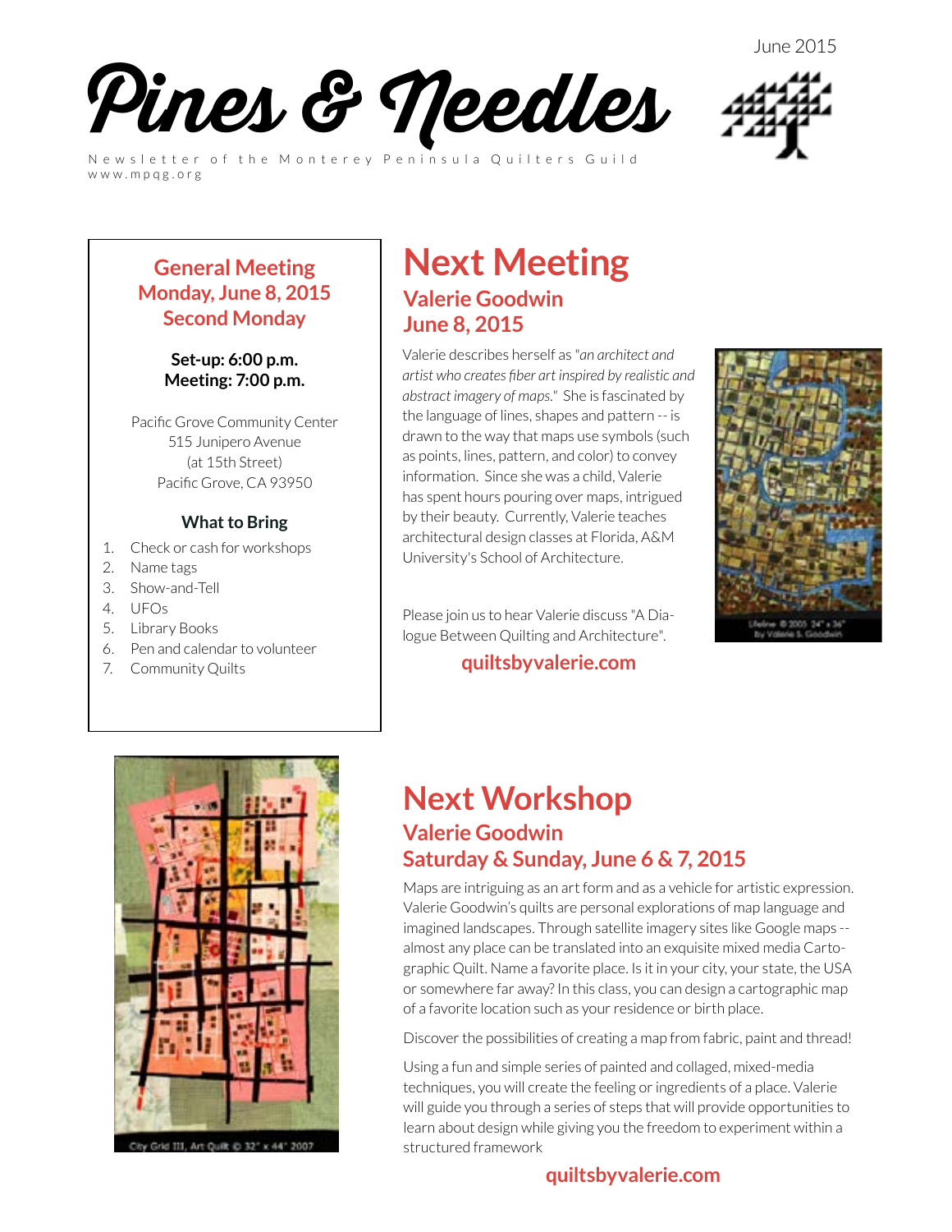June 2015

# Pines & Needles

Newsletter of the Monterey Peninsula Quilters Guild
www.mpqg.org

**General Meeting**
**Monday, June 8, 2015**
**Second Monday**

**Set-up: 6:00 p.m.**
**Meeting: 7:00 p.m.**

Pacific Grove Community Center
515 Junipero Avenue
(at 15th Street)
Pacific Grove, CA 93950

**What to Bring**

1. Check or cash for workshops
2. Name tags
3. Show-and-Tell
4. UFOs
5. Library Books
6. Pen and calendar to volunteer
7. Community Quilts

# Next Meeting

## Valerie Goodwin
## June 8, 2015

Valerie describes herself as "*an architect and artist who creates fiber art inspired by realistic and abstract imagery of maps.*" She is fascinated by the language of lines, shapes and pattern -- is drawn to the way that maps use symbols (such as points, lines, pattern, and color) to convey information. Since she was a child, Valerie has spent hours pouring over maps, intrigued by their beauty. Currently, Valerie teaches architectural design classes at Florida, A&M University's School of Architecture.

Please join us to hear Valerie discuss "A Dialogue Between Quilting and Architecture".

**quiltsbyvalerie.com**

Lifeline © 2005 34" x 36" by Valerie S. Goodwin

City Grid III, Art Quilt © 32" x 44" 2007

# Next Workshop

## Valerie Goodwin
## Saturday & Sunday, June 6 & 7, 2015

Maps are intriguing as an art form and as a vehicle for artistic expression. Valerie Goodwin's quilts are personal explorations of map language and imagined landscapes. Through satellite imagery sites like Google maps -- almost any place can be translated into an exquisite mixed media Cartographic Quilt. Name a favorite place. Is it in your city, your state, the USA or somewhere far away? In this class, you can design a cartographic map of a favorite location such as your residence or birth place.

Discover the possibilities of creating a map from fabric, paint and thread!

Using a fun and simple series of painted and collaged, mixed-media techniques, you will create the feeling or ingredients of a place. Valerie will guide you through a series of steps that will provide opportunities to learn about design while giving you the freedom to experiment within a structured framework

**quiltsbyvalerie.com**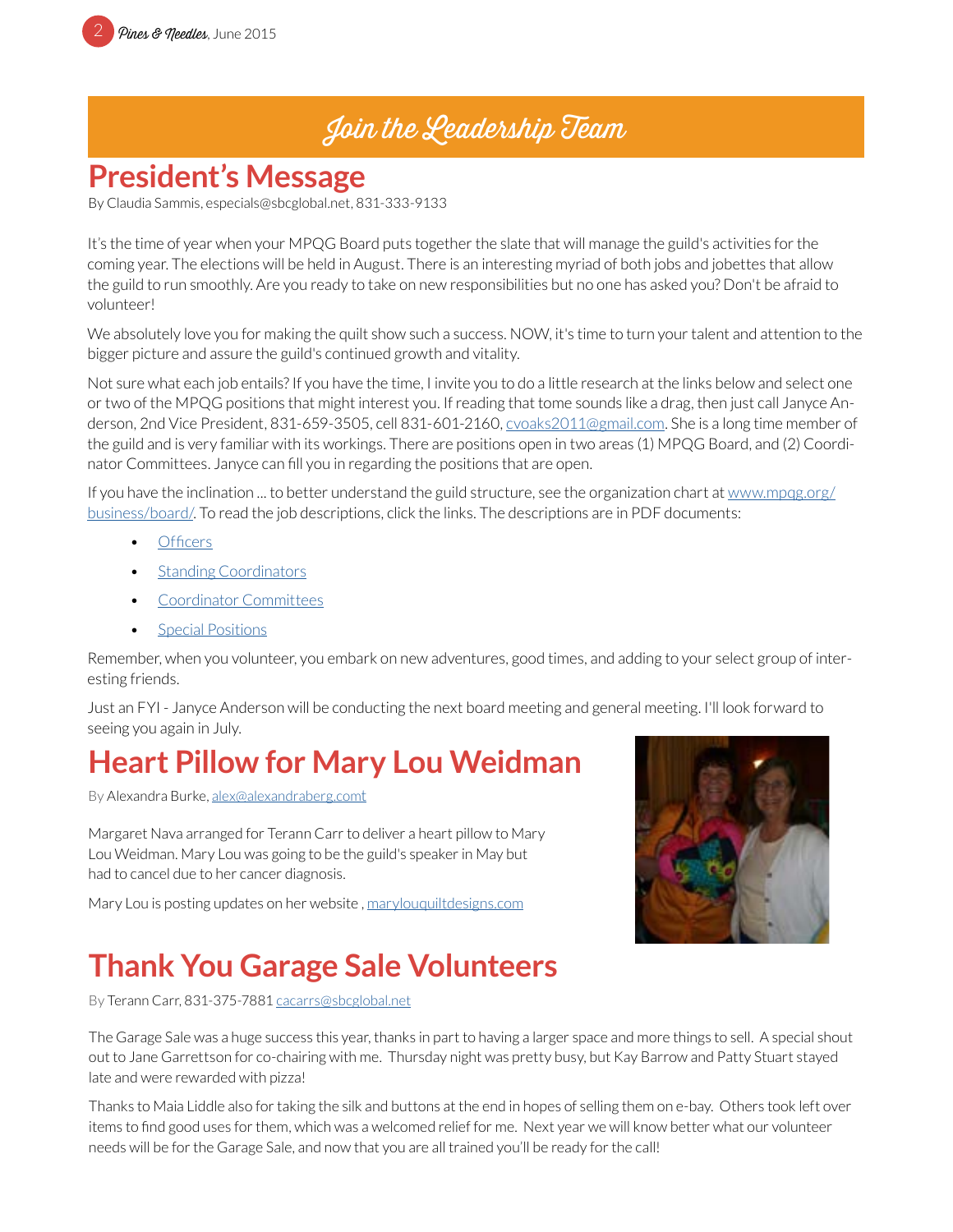# Join the Leadership Team

## President's Message

By Claudia Sammis, especials@sbcglobal.net, 831-333-9133

It's the time of year when your MPQG Board puts together the slate that will manage the guild's activities for the coming year. The elections will be held in August. There is an interesting myriad of both jobs and jobettes that allow the guild to run smoothly. Are you ready to take on new responsibilities but no one has asked you? Don't be afraid to volunteer!

We absolutely love you for making the quilt show such a success. NOW, it's time to turn your talent and attention to the bigger picture and assure the guild's continued growth and vitality.

Not sure what each job entails? If you have the time, I invite you to do a little research at the links below and select one or two of the MPQG positions that might interest you. If reading that tome sounds like a drag, then just call Janyce Anderson, 2nd Vice President, 831-659-3505, cell 831-601-2160, cvoaks2011@gmail.com. She is a long time member of the guild and is very familiar with its workings. There are positions open in two areas (1) MPQG Board, and (2) Coordinator Committees. Janyce can fill you in regarding the positions that are open.

If you have the inclination ... to better understand the guild structure, see the organization chart at www.mpqg.org/business/board/. To read the job descriptions, click the links. The descriptions are in PDF documents:

- Officers
- Standing Coordinators
- Coordinator Committees
- Special Positions

Remember, when you volunteer, you embark on new adventures, good times, and adding to your select group of interesting friends.

Just an FYI - Janyce Anderson will be conducting the next board meeting and general meeting. I'll look forward to seeing you again in July.

## Heart Pillow for Mary Lou Weidman

By Alexandra Burke, alex@alexandraberg.comt

Margaret Nava arranged for Terann Carr to deliver a heart pillow to Mary Lou Weidman. Mary Lou was going to be the guild's speaker in May but had to cancel due to her cancer diagnosis.

Mary Lou is posting updates on her website , marylouquiltdesigns.com

## Thank You Garage Sale Volunteers

By Terann Carr, 831-375-7881 cacarrs@sbcglobal.net

The Garage Sale was a huge success this year, thanks in part to having a larger space and more things to sell. A special shout out to Jane Garrettson for co-chairing with me. Thursday night was pretty busy, but Kay Barrow and Patty Stuart stayed late and were rewarded with pizza!

Thanks to Maia Liddle also for taking the silk and buttons at the end in hopes of selling them on e-bay. Others took left over items to find good uses for them, which was a welcomed relief for me. Next year we will know better what our volunteer needs will be for the Garage Sale, and now that you are all trained you'll be ready for the call!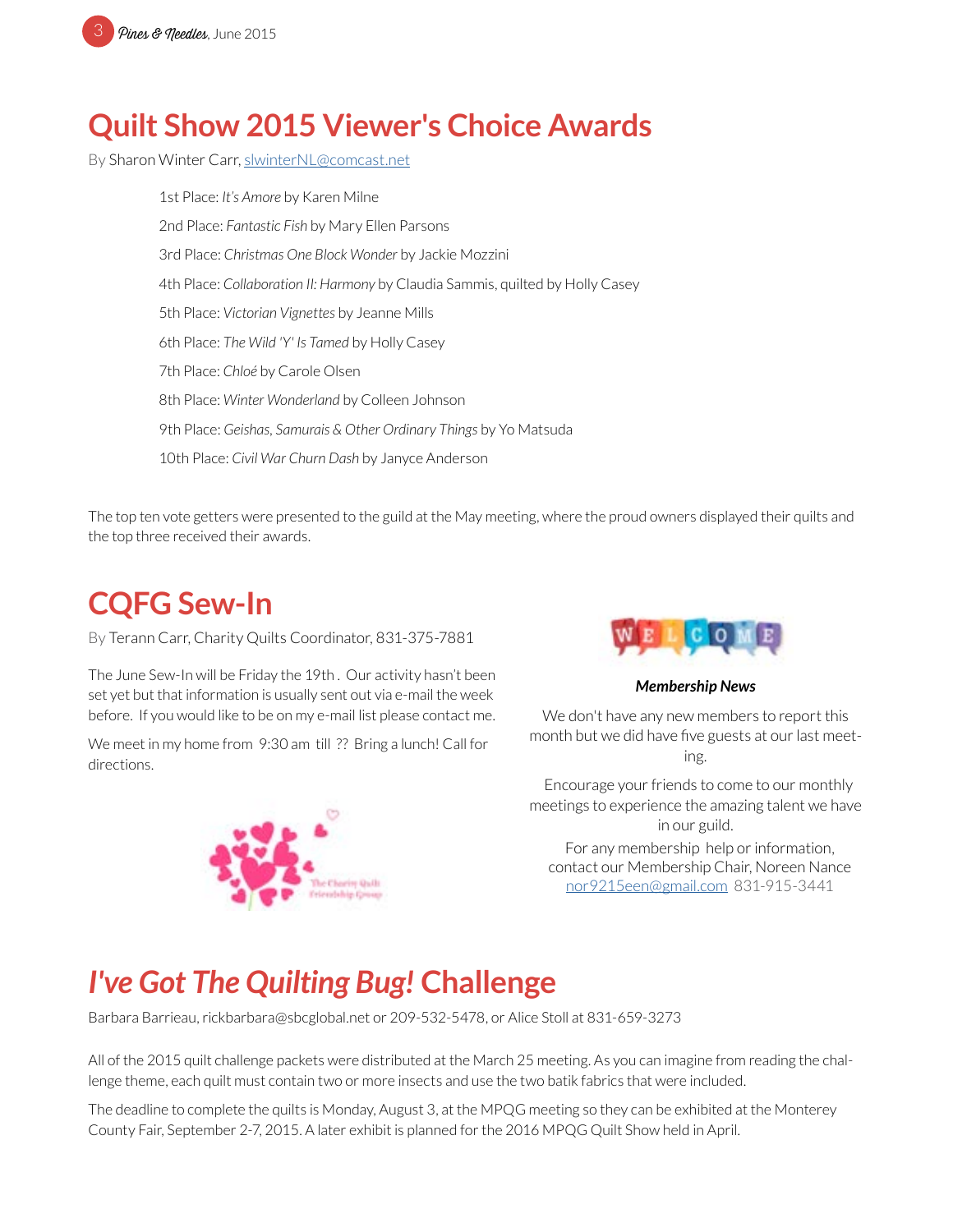# Quilt Show 2015 Viewer's Choice Awards

By Sharon Winter Carr, slwinterNL@comcast.net

1st Place: *It's Amore* by Karen Milne

2nd Place: *Fantastic Fish* by Mary Ellen Parsons

3rd Place: *Christmas One Block Wonder* by Jackie Mozzini

4th Place: *Collaboration II: Harmony* by Claudia Sammis, quilted by Holly Casey

5th Place: *Victorian Vignettes* by Jeanne Mills

6th Place: *The Wild 'Y' Is Tamed* by Holly Casey

7th Place: *Chloé* by Carole Olsen

8th Place: *Winter Wonderland* by Colleen Johnson

9th Place: *Geishas, Samurais & Other Ordinary Things* by Yo Matsuda

10th Place: *Civil War Churn Dash* by Janyce Anderson

The top ten vote getters were presented to the guild at the May meeting, where the proud owners displayed their quilts and the top three received their awards.

# CQFG Sew-In

By Terann Carr, Charity Quilts Coordinator, 831-375-7881

The June Sew-In will be Friday the 19th . Our activity hasn't been set yet but that information is usually sent out via e-mail the week before. If you would like to be on my e-mail list please contact me.

We meet in my home from 9:30 am till ?? Bring a lunch! Call for directions.

***Membership News***

We don't have any new members to report this month but we did have five guests at our last meeting.

Encourage your friends to come to our monthly meetings to experience the amazing talent we have in our guild.

For any membership help or information, contact our Membership Chair, Noreen Nance nor9215een@gmail.com 831-915-3441

# *I've Got The Quilting Bug!* Challenge

Barbara Barrieau, rickbarbara@sbcglobal.net or 209-532-5478, or Alice Stoll at 831-659-3273

All of the 2015 quilt challenge packets were distributed at the March 25 meeting. As you can imagine from reading the challenge theme, each quilt must contain two or more insects and use the two batik fabrics that were included.

The deadline to complete the quilts is Monday, August 3, at the MPQG meeting so they can be exhibited at the Monterey County Fair, September 2-7, 2015. A later exhibit is planned for the 2016 MPQG Quilt Show held in April.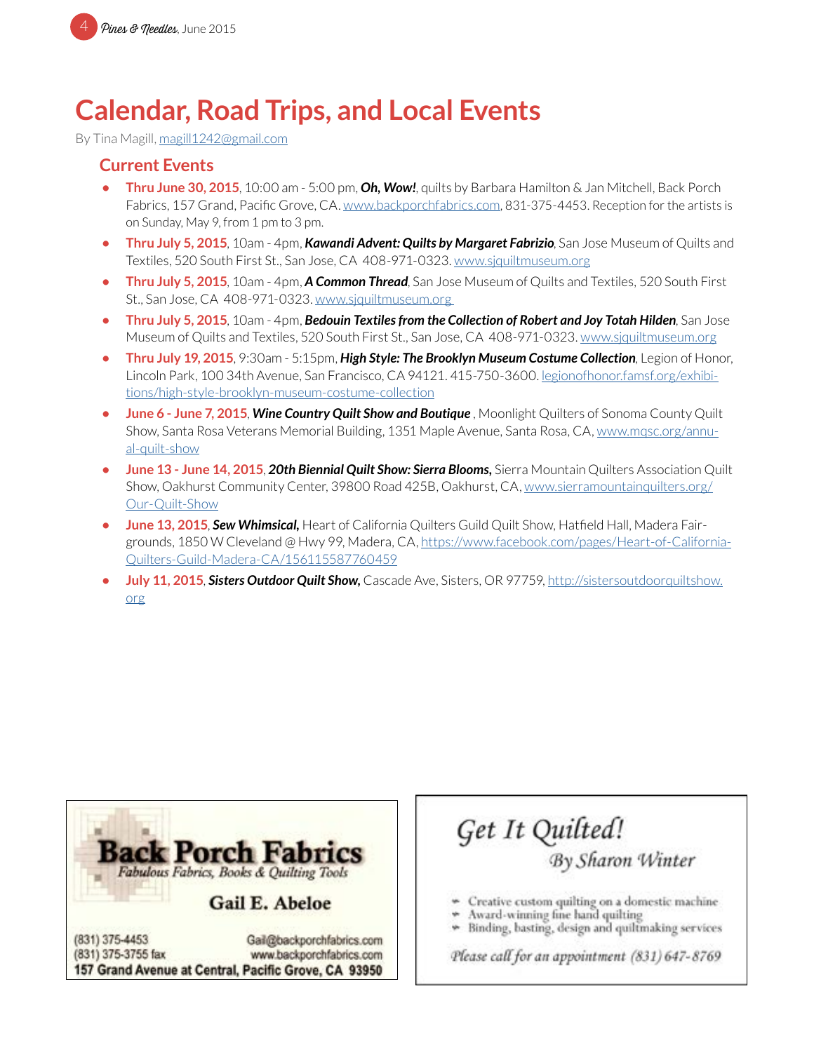# Calendar, Road Trips, and Local Events

By Tina Magill, magill1242@gmail.com

## Current Events

- **Thru June 30, 2015**, 10:00 am - 5:00 pm, ***Oh, Wow!***, quilts by Barbara Hamilton & Jan Mitchell, Back Porch Fabrics, 157 Grand, Pacific Grove, CA. www.backporchfabrics.com, 831-375-4453. Reception for the artists is on Sunday, May 9, from 1 pm to 3 pm.
- **Thru July 5, 2015**, 10am - 4pm, ***Kawandi Advent: Quilts by Margaret Fabrizio***, San Jose Museum of Quilts and Textiles, 520 South First St., San Jose, CA 408-971-0323. www.sjquiltmuseum.org
- **Thru July 5, 2015**, 10am - 4pm, ***A Common Thread***, San Jose Museum of Quilts and Textiles, 520 South First St., San Jose, CA 408-971-0323. www.sjquiltmuseum.org
- **Thru July 5, 2015**, 10am - 4pm, ***Bedouin Textiles from the Collection of Robert and Joy Totah Hilden***, San Jose Museum of Quilts and Textiles, 520 South First St., San Jose, CA 408-971-0323. www.sjquiltmuseum.org
- **Thru July 19, 2015**, 9:30am - 5:15pm, ***High Style: The Brooklyn Museum Costume Collection***, Legion of Honor, Lincoln Park, 100 34th Avenue, San Francisco, CA 94121. 415-750-3600. legionofhonor.famsf.org/exhibitions/high-style-brooklyn-museum-costume-collection
- **June 6 - June 7, 2015**, ***Wine Country Quilt Show and Boutique*** , Moonlight Quilters of Sonoma County Quilt Show, Santa Rosa Veterans Memorial Building, 1351 Maple Avenue, Santa Rosa, CA, www.mqsc.org/annual-quilt-show
- **June 13 - June 14, 2015**, ***20th Biennial Quilt Show: Sierra Blooms,*** Sierra Mountain Quilters Association Quilt Show, Oakhurst Community Center, 39800 Road 425B, Oakhurst, CA, www.sierramountainquilters.org/Our-Quilt-Show
- **June 13, 2015**, ***Sew Whimsical,*** Heart of California Quilters Guild Quilt Show, Hatfield Hall, Madera Fairgrounds, 1850 W Cleveland @ Hwy 99, Madera, CA, https://www.facebook.com/pages/Heart-of-California-Quilters-Guild-Madera-CA/156115587760459
- **July 11, 2015**, ***Sisters Outdoor Quilt Show,*** Cascade Ave, Sisters, OR 97759, http://sistersoutdoorquiltshow.org

**Back Porch Fabrics**
*Fabulous Fabrics, Books & Quilting Tools*

**Gail E. Abeloe**

(831) 375-4453
(831) 375-3755 fax
Gail@backporchfabrics.com
www.backporchfabrics.com
**157 Grand Avenue at Central, Pacific Grove, CA 93950**

*Get It Quilted!*
*By Sharon Winter*

- Creative custom quilting on a domestic machine
- Award-winning fine hand quilting
- Binding, basting, design and quiltmaking services

*Please call for an appointment (831) 647-8769*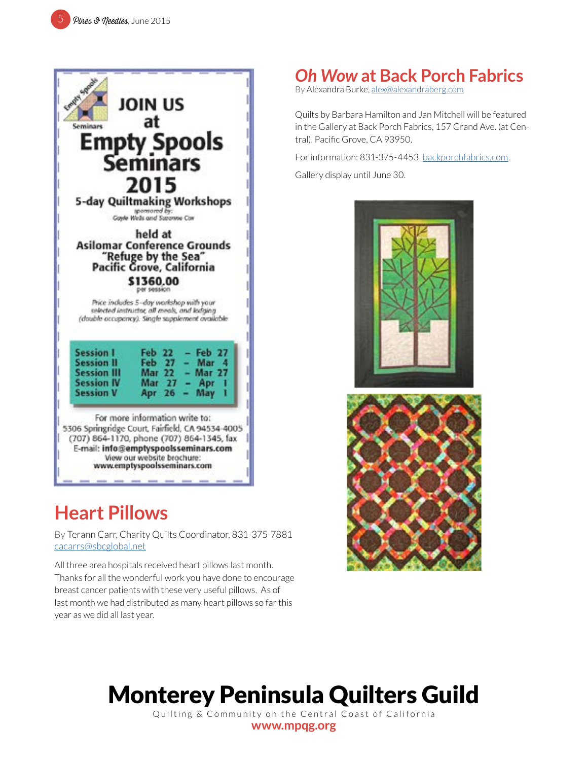JOIN US at Empty Spools Seminars 2015

5-day Quiltmaking Workshops

sponsored by: Gayle Wells and Suzanne Cox

held at Asilomar Conference Grounds "Refuge by the Sea" Pacific Grove, California

$1360.00 per session

Price includes 5-day workshop with your selected instructor, all meals, and lodging (double occupancy). Single supplement available

| Session | Dates |
|---|---|
| Session I | Feb 22 – Feb 27 |
| Session II | Feb 27 – Mar 4 |
| Session III | Mar 22 – Mar 27 |
| Session IV | Mar 27 – Apr 1 |
| Session V | Apr 26 – May 1 |

For more information write to: 5306 Springridge Court, Fairfield, CA 94534-4005 (707) 864-1170, phone (707) 864-1345, fax E-mail: **info@emptyspoolsseminars.com** View our website brochure: www.emptyspoolsseminars.com

## Heart Pillows

By Terann Carr, Charity Quilts Coordinator, 831-375-7881 cacarrs@sbcglobal.net

All three area hospitals received heart pillows last month. Thanks for all the wonderful work you have done to encourage breast cancer patients with these very useful pillows. As of last month we had distributed as many heart pillows so far this year as we did all last year.

## *Oh Wow* at Back Porch Fabrics

By Alexandra Burke, alex@alexandraberg.com

Quilts by Barbara Hamilton and Jan Mitchell will be featured in the Gallery at Back Porch Fabrics, 157 Grand Ave. (at Central), Pacific Grove, CA 93950.

For information: 831-375-4453. backporchfabrics.com.

Gallery display until June 30.

# Monterey Peninsula Quilters Guild

Quilting & Community on the Central Coast of California

**www.mpqg.org**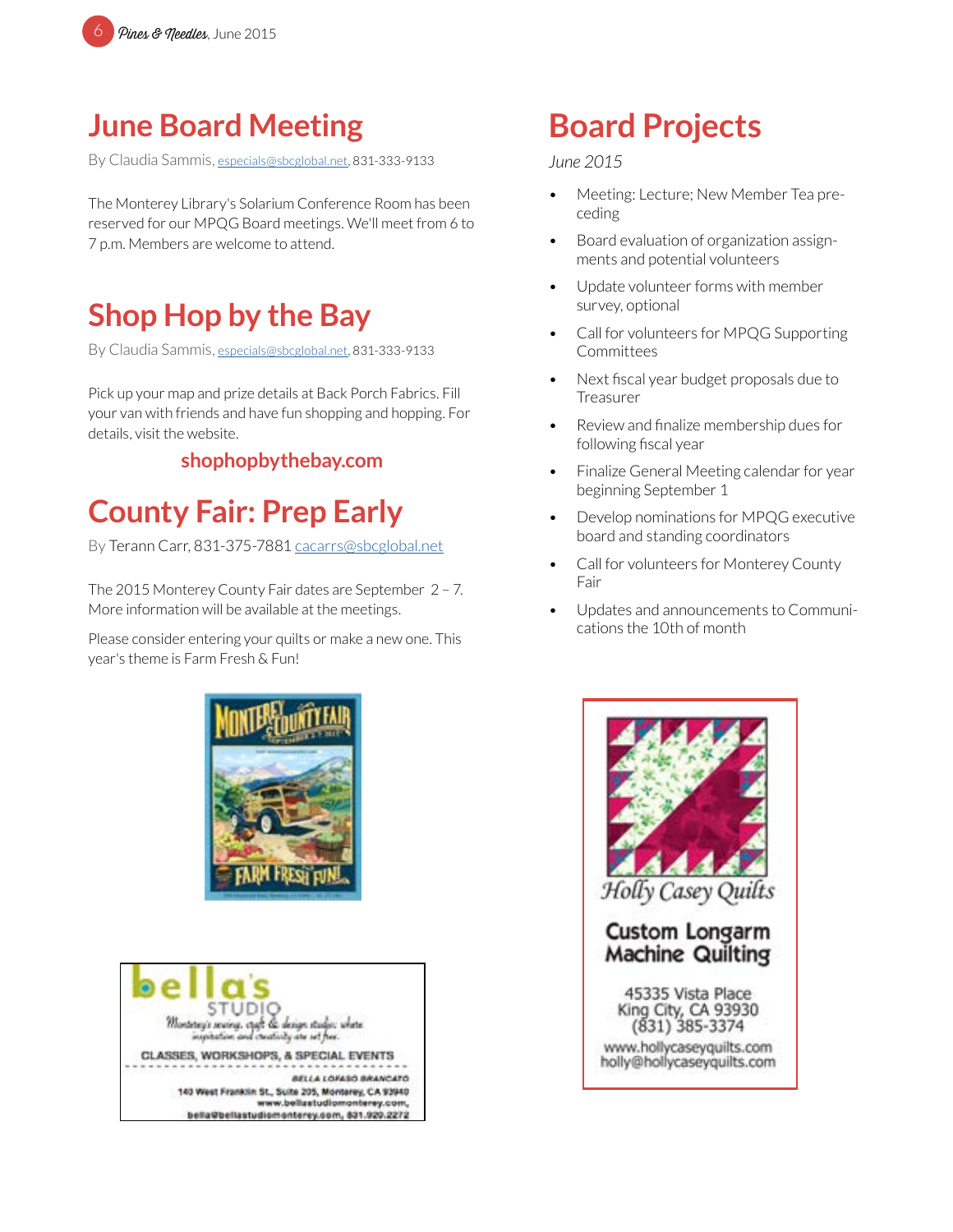## June Board Meeting

By Claudia Sammis, especials@sbcglobal.net, 831-333-9133

The Monterey Library's Solarium Conference Room has been reserved for our MPQG Board meetings. We'll meet from 6 to 7 p.m. Members are welcome to attend.

## Shop Hop by the Bay

By Claudia Sammis, especials@sbcglobal.net, 831-333-9133

Pick up your map and prize details at Back Porch Fabrics. Fill your van with friends and have fun shopping and hopping. For details, visit the website.

**shophopbythebay.com**

## County Fair: Prep Early

By Terann Carr, 831-375-7881 cacarrs@sbcglobal.net

The 2015 Monterey County Fair dates are September 2 – 7. More information will be available at the meetings.

Please consider entering your quilts or make a new one. This year's theme is Farm Fresh & Fun!

bella's STUDIO

Monterey's sewing, craft & design studio: where inspiration and creativity are set free.

CLASSES, WORKSHOPS, & SPECIAL EVENTS

BELLA LOFASO BRANCATO
140 West Franklin St., Suite 205, Monterey, CA 93940
www.bellastudiomonterey.com,
bella@bellastudiomonterey.com, 831.920.2272

## Board Projects

*June 2015*

- Meeting: Lecture; New Member Tea preceding
- Board evaluation of organization assignments and potential volunteers
- Update volunteer forms with member survey, optional
- Call for volunteers for MPQG Supporting Committees
- Next fiscal year budget proposals due to Treasurer
- Review and finalize membership dues for following fiscal year
- Finalize General Meeting calendar for year beginning September 1
- Develop nominations for MPQG executive board and standing coordinators
- Call for volunteers for Monterey County Fair
- Updates and announcements to Communications the 10th of month

Holly Casey Quilts

**Custom Longarm Machine Quilting**

45335 Vista Place
King City, CA 93930
(831) 385-3374
www.hollycaseyquilts.com
holly@hollycaseyquilts.com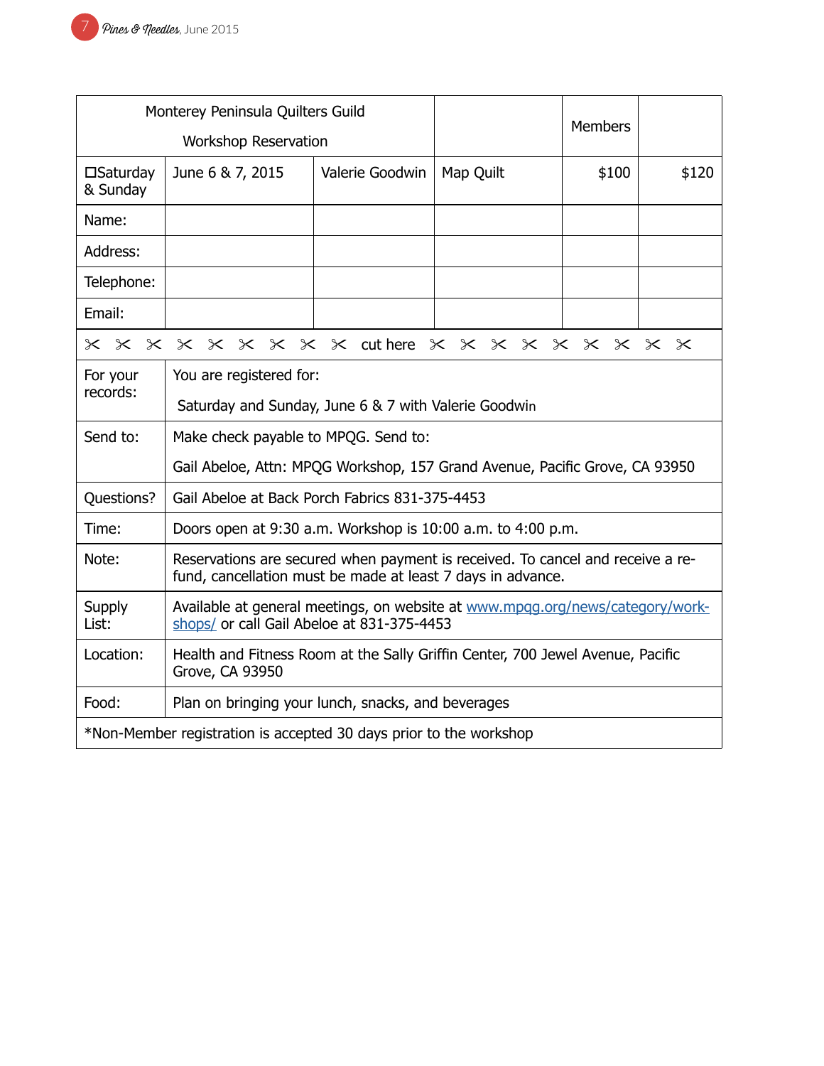| Monterey Peninsula Quilters Guild<br>Workshop Reservation | | | | Members | |
|---|---|---|---|---|---|
| ☐Saturday & Sunday | June 6 & 7, 2015 | Valerie Goodwin | Map Quilt | $100 | $120 |
| Name: | | | | | |
| Address: | | | | | |
| Telephone: | | | | | |
| Email: | | | | | |

✂ ✂ ✂ ✂ ✂ ✂ ✂ ✂ ✂ cut here ✂ ✂ ✂ ✂ ✂ ✂ ✂ ✂ ✂

| | |
|---|---|
| For your records: | You are registered for:<br>Saturday and Sunday, June 6 & 7 with Valerie Goodwin |
| Send to: | Make check payable to MPQG. Send to:<br>Gail Abeloe, Attn: MPQG Workshop, 157 Grand Avenue, Pacific Grove, CA 93950 |
| Questions? | Gail Abeloe at Back Porch Fabrics 831-375-4453 |
| Time: | Doors open at 9:30 a.m. Workshop is 10:00 a.m. to 4:00 p.m. |
| Note: | Reservations are secured when payment is received. To cancel and receive a refund, cancellation must be made at least 7 days in advance. |
| Supply List: | Available at general meetings, on website at www.mpqg.org/news/category/workshops/ or call Gail Abeloe at 831-375-4453 |
| Location: | Health and Fitness Room at the Sally Griffin Center, 700 Jewel Avenue, Pacific Grove, CA 93950 |
| Food: | Plan on bringing your lunch, snacks, and beverages |

*Non-Member registration is accepted 30 days prior to the workshop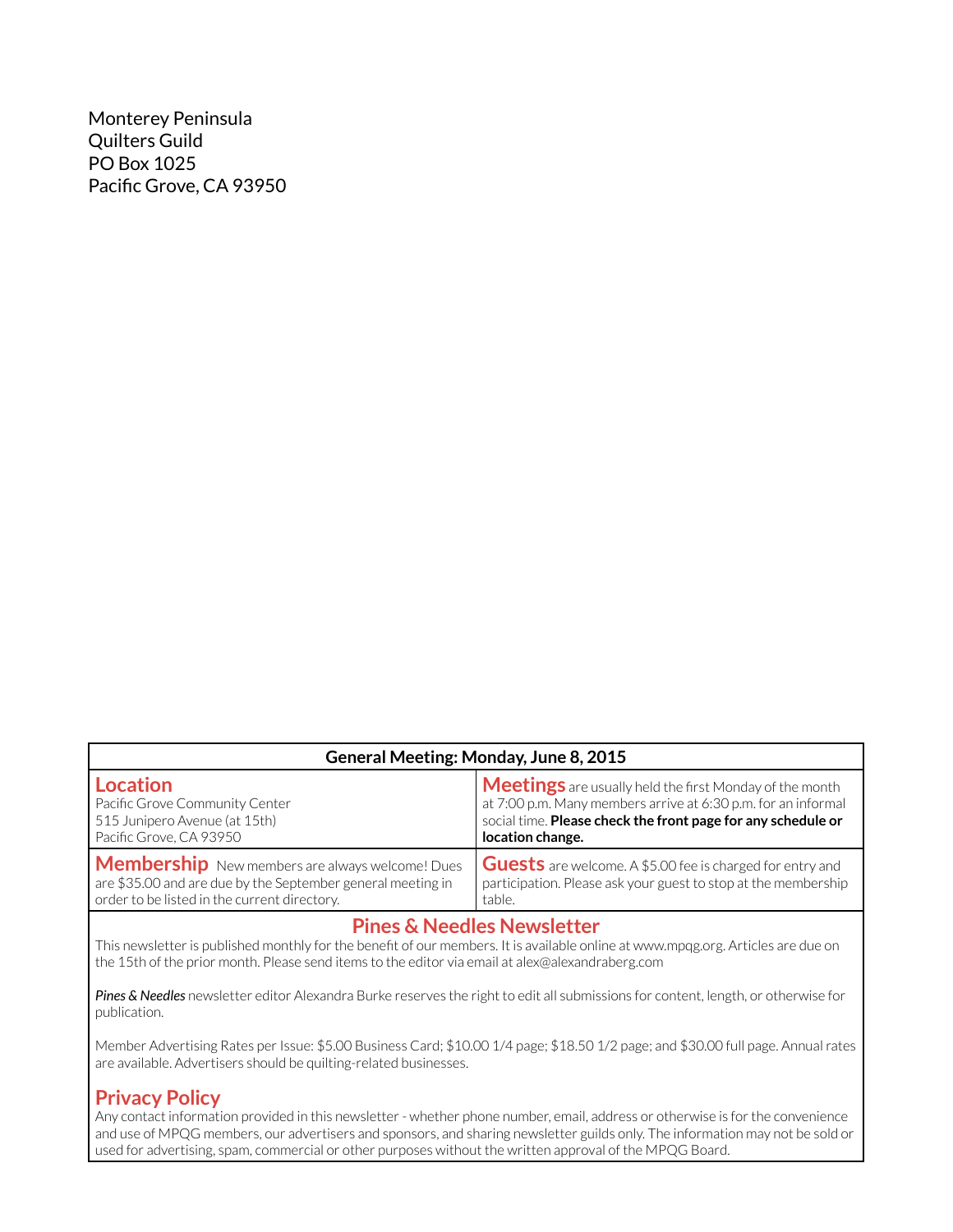Monterey Peninsula
Quilters Guild
PO Box 1025
Pacific Grove, CA 93950

**General Meeting: Monday, June 8, 2015**

## Location

Pacific Grove Community Center
515 Junipero Avenue (at 15th)
Pacific Grove, CA 93950

## Meetings

are usually held the first Monday of the month at 7:00 p.m. Many members arrive at 6:30 p.m. for an informal social time. **Please check the front page for any schedule or location change.**

## Membership

New members are always welcome! Dues are $35.00 and are due by the September general meeting in order to be listed in the current directory.

## Guests

are welcome. A $5.00 fee is charged for entry and participation. Please ask your guest to stop at the membership table.

## Pines & Needles Newsletter

This newsletter is published monthly for the benefit of our members. It is available online at www.mpqg.org. Articles are due on the 15th of the prior month. Please send items to the editor via email at alex@alexandraberg.com

***Pines & Needles*** newsletter editor Alexandra Burke reserves the right to edit all submissions for content, length, or otherwise for publication.

Member Advertising Rates per Issue: $5.00 Business Card; $10.00 1/4 page; $18.50 1/2 page; and $30.00 full page. Annual rates are available. Advertisers should be quilting-related businesses.

## Privacy Policy

Any contact information provided in this newsletter - whether phone number, email, address or otherwise is for the convenience and use of MPQG members, our advertisers and sponsors, and sharing newsletter guilds only. The information may not be sold or used for advertising, spam, commercial or other purposes without the written approval of the MPQG Board.